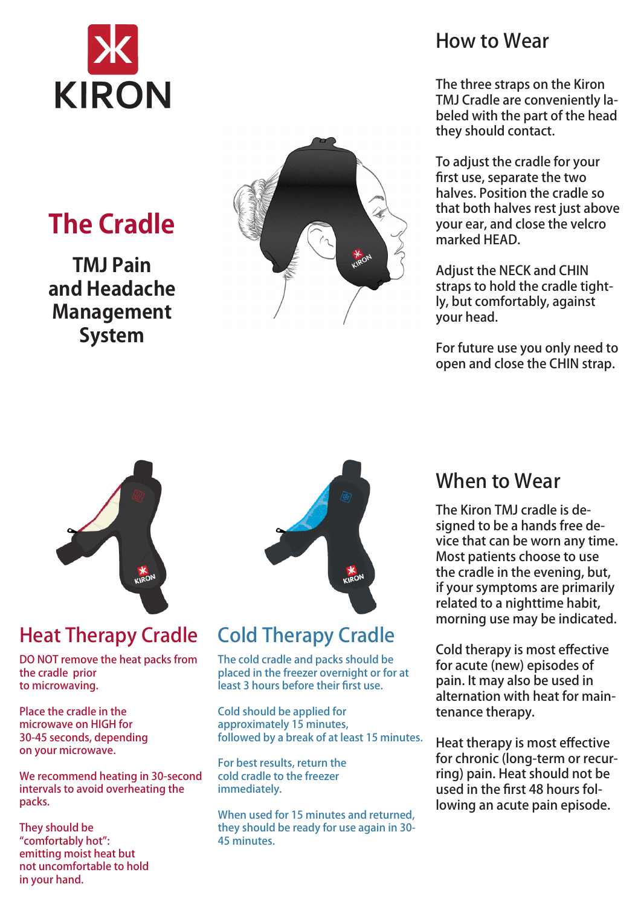# KIRON

## The Cradle

### TMJ Pain and Headache Management System

## How to Wear

The three straps on the Kiron TMJ Cradle are conveniently labeled with the part of the head they should contact.

To adjust the cradle for your first use, separate the two halves. Position the cradle so that both halves rest just above your ear, and close the velcro marked HEAD.

Adjust the NECK and CHIN straps to hold the cradle tightly, but comfortably, against your head.

For future use you only need to open and close the CHIN strap.

## Heat Therapy Cradle

DO NOT remove the heat packs from the cradle prior to microwaving.

Place the cradle in the microwave on HIGH for 30-45 seconds, depending on your microwave.

We recommend heating in 30-second intervals to avoid overheating the packs.

They should be "comfortably hot": emitting moist heat but not uncomfortable to hold in your hand.

## Cold Therapy Cradle

The cold cradle and packs should be placed in the freezer overnight or for at least 3 hours before their first use.

Cold should be applied for approximately 15 minutes, followed by a break of at least 15 minutes.

For best results, return the cold cradle to the freezer immediately.

When used for 15 minutes and returned, they should be ready for use again in 30-45 minutes.

## When to Wear

The Kiron TMJ cradle is designed to be a hands free device that can be worn any time. Most patients choose to use the cradle in the evening, but, if your symptoms are primarily related to a nighttime habit, morning use may be indicated.

Cold therapy is most effective for acute (new) episodes of pain. It may also be used in alternation with heat for maintenance therapy.

Heat therapy is most effective for chronic (long-term or recurring) pain. Heat should not be used in the first 48 hours following an acute pain episode.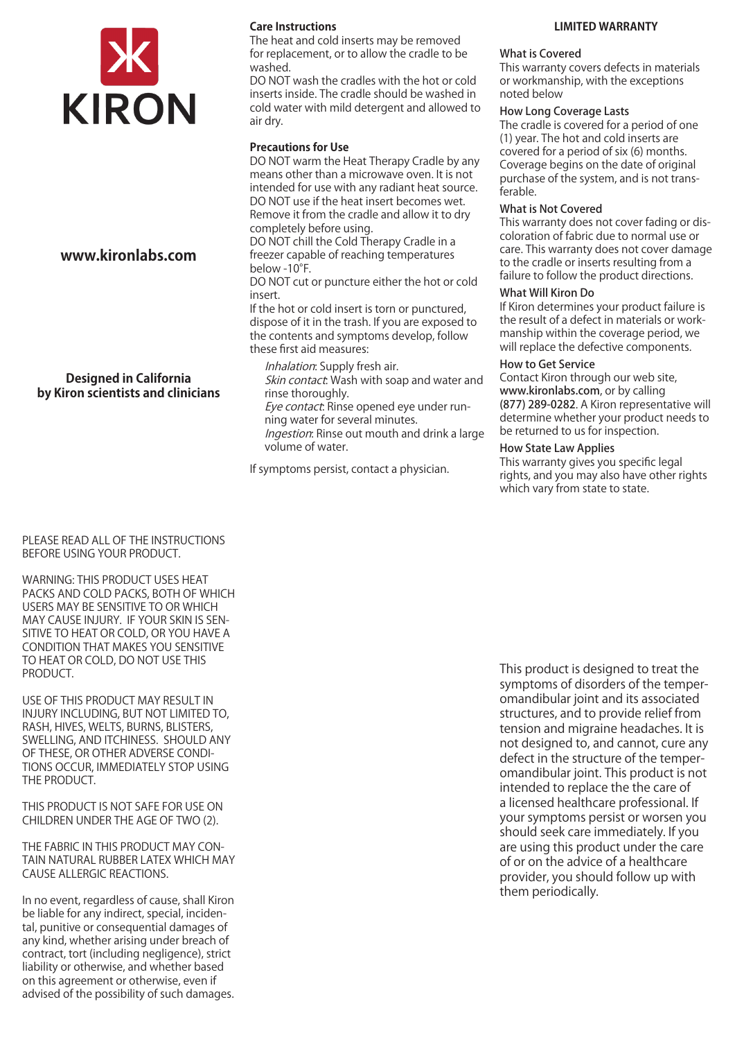# KIRON

www.kironlabs.com

**Designed in California by Kiron scientists and clinicians**

### Care Instructions

The heat and cold inserts may be removed for replacement, or to allow the cradle to be washed.

DO NOT wash the cradles with the hot or cold inserts inside. The cradle should be washed in cold water with mild detergent and allowed to air dry.

### Precautions for Use

DO NOT warm the Heat Therapy Cradle by any means other than a microwave oven. It is not intended for use with any radiant heat source.

DO NOT use if the heat insert becomes wet. Remove it from the cradle and allow it to dry completely before using.

DO NOT chill the Cold Therapy Cradle in a freezer capable of reaching temperatures below -10˚F.

DO NOT cut or puncture either the hot or cold insert.

If the hot or cold insert is torn or punctured, dispose of it in the trash. If you are exposed to the contents and symptoms develop, follow these first aid measures:

*Inhalation*: Supply fresh air.
*Skin contact*: Wash with soap and water and rinse thoroughly.
*Eye contact*: Rinse opened eye under running water for several minutes.
*Ingestion*: Rinse out mouth and drink a large volume of water.

If symptoms persist, contact a physician.

## LIMITED WARRANTY

### What is Covered

This warranty covers defects in materials or workmanship, with the exceptions noted below

### How Long Coverage Lasts

The cradle is covered for a period of one (1) year. The hot and cold inserts are covered for a period of six (6) months. Coverage begins on the date of original purchase of the system, and is not transferable.

### What is Not Covered

This warranty does not cover fading or discoloration of fabric due to normal use or care. This warranty does not cover damage to the cradle or inserts resulting from a failure to follow the product directions.

### What Will Kiron Do

If Kiron determines your product failure is the result of a defect in materials or workmanship within the coverage period, we will replace the defective components.

### How to Get Service

Contact Kiron through our web site, **www.kironlabs.com**, or by calling **(877) 289-0282**. A Kiron representative will determine whether your product needs to be returned to us for inspection.

### How State Law Applies

This warranty gives you specific legal rights, and you may also have other rights which vary from state to state.

PLEASE READ ALL OF THE INSTRUCTIONS BEFORE USING YOUR PRODUCT.

WARNING: THIS PRODUCT USES HEAT PACKS AND COLD PACKS, BOTH OF WHICH USERS MAY BE SENSITIVE TO OR WHICH MAY CAUSE INJURY. IF YOUR SKIN IS SENSITIVE TO HEAT OR COLD, OR YOU HAVE A CONDITION THAT MAKES YOU SENSITIVE TO HEAT OR COLD, DO NOT USE THIS PRODUCT.

USE OF THIS PRODUCT MAY RESULT IN INJURY INCLUDING, BUT NOT LIMITED TO, RASH, HIVES, WELTS, BURNS, BLISTERS, SWELLING, AND ITCHINESS. SHOULD ANY OF THESE, OR OTHER ADVERSE CONDITIONS OCCUR, IMMEDIATELY STOP USING THE PRODUCT.

THIS PRODUCT IS NOT SAFE FOR USE ON CHILDREN UNDER THE AGE OF TWO (2).

THE FABRIC IN THIS PRODUCT MAY CONTAIN NATURAL RUBBER LATEX WHICH MAY CAUSE ALLERGIC REACTIONS.

In no event, regardless of cause, shall Kiron be liable for any indirect, special, incidental, punitive or consequential damages of any kind, whether arising under breach of contract, tort (including negligence), strict liability or otherwise, and whether based on this agreement or otherwise, even if advised of the possibility of such damages.

This product is designed to treat the symptoms of disorders of the temporomandibular joint and its associated structures, and to provide relief from tension and migraine headaches. It is not designed to, and cannot, cure any defect in the structure of the temporomandibular joint. This product is not intended to replace the the care of a licensed healthcare professional. If your symptoms persist or worsen you should seek care immediately. If you are using this product under the care of or on the advice of a healthcare provider, you should follow up with them periodically.